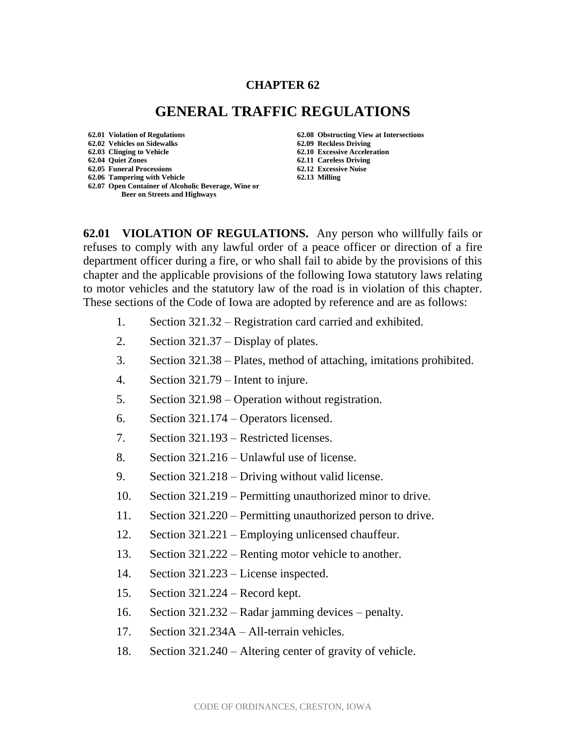# CHAPTER 62

# GENERAL TRAFFIC REGULATIONS

**62.01 Violation of Regulations**
**62.02 Vehicles on Sidewalks**
**62.03 Clinging to Vehicle**
**62.04 Quiet Zones**
**62.05 Funeral Processions**
**62.06 Tampering with Vehicle**
**62.07 Open Container of Alcoholic Beverage, Wine or Beer on Streets and Highways**
**62.08 Obstructing View at Intersections**
**62.09 Reckless Driving**
**62.10 Excessive Acceleration**
**62.11 Careless Driving**
**62.12 Excessive Noise**
**62.13 Milling**

**62.01 VIOLATION OF REGULATIONS.** Any person who willfully fails or refuses to comply with any lawful order of a peace officer or direction of a fire department officer during a fire, or who shall fail to abide by the provisions of this chapter and the applicable provisions of the following Iowa statutory laws relating to motor vehicles and the statutory law of the road is in violation of this chapter. These sections of the Code of Iowa are adopted by reference and are as follows:

1. Section 321.32 – Registration card carried and exhibited.
2. Section 321.37 – Display of plates.
3. Section 321.38 – Plates, method of attaching, imitations prohibited.
4. Section 321.79 – Intent to injure.
5. Section 321.98 – Operation without registration.
6. Section 321.174 – Operators licensed.
7. Section 321.193 – Restricted licenses.
8. Section 321.216 – Unlawful use of license.
9. Section 321.218 – Driving without valid license.
10. Section 321.219 – Permitting unauthorized minor to drive.
11. Section 321.220 – Permitting unauthorized person to drive.
12. Section 321.221 – Employing unlicensed chauffeur.
13. Section 321.222 – Renting motor vehicle to another.
14. Section 321.223 – License inspected.
15. Section 321.224 – Record kept.
16. Section 321.232 – Radar jamming devices – penalty.
17. Section 321.234A – All-terrain vehicles.
18. Section 321.240 – Altering center of gravity of vehicle.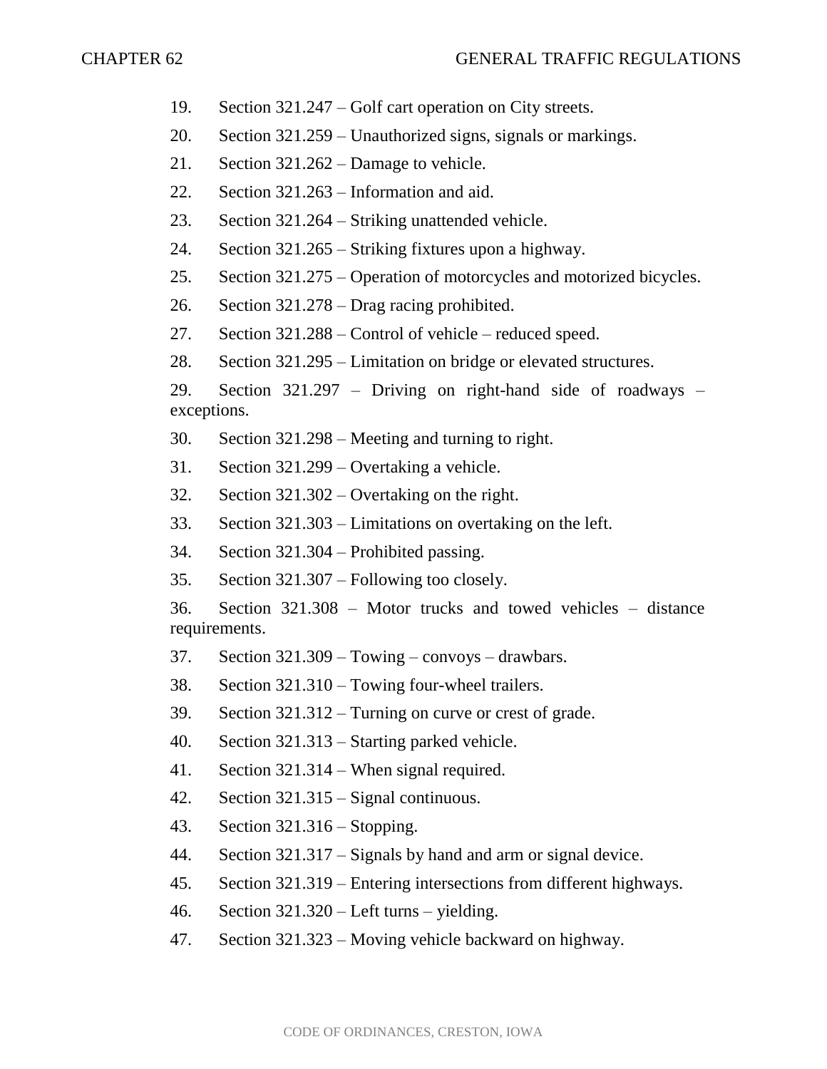19. Section 321.247 – Golf cart operation on City streets.
20. Section 321.259 – Unauthorized signs, signals or markings.
21. Section 321.262 – Damage to vehicle.
22. Section 321.263 – Information and aid.
23. Section 321.264 – Striking unattended vehicle.
24. Section 321.265 – Striking fixtures upon a highway.
25. Section 321.275 – Operation of motorcycles and motorized bicycles.
26. Section 321.278 – Drag racing prohibited.
27. Section 321.288 – Control of vehicle – reduced speed.
28. Section 321.295 – Limitation on bridge or elevated structures.
29. Section 321.297 – Driving on right-hand side of roadways – exceptions.
30. Section 321.298 – Meeting and turning to right.
31. Section 321.299 – Overtaking a vehicle.
32. Section 321.302 – Overtaking on the right.
33. Section 321.303 – Limitations on overtaking on the left.
34. Section 321.304 – Prohibited passing.
35. Section 321.307 – Following too closely.
36. Section 321.308 – Motor trucks and towed vehicles – distance requirements.
37. Section 321.309 – Towing – convoys – drawbars.
38. Section 321.310 – Towing four-wheel trailers.
39. Section 321.312 – Turning on curve or crest of grade.
40. Section 321.313 – Starting parked vehicle.
41. Section 321.314 – When signal required.
42. Section 321.315 – Signal continuous.
43. Section 321.316 – Stopping.
44. Section 321.317 – Signals by hand and arm or signal device.
45. Section 321.319 – Entering intersections from different highways.
46. Section 321.320 – Left turns – yielding.
47. Section 321.323 – Moving vehicle backward on highway.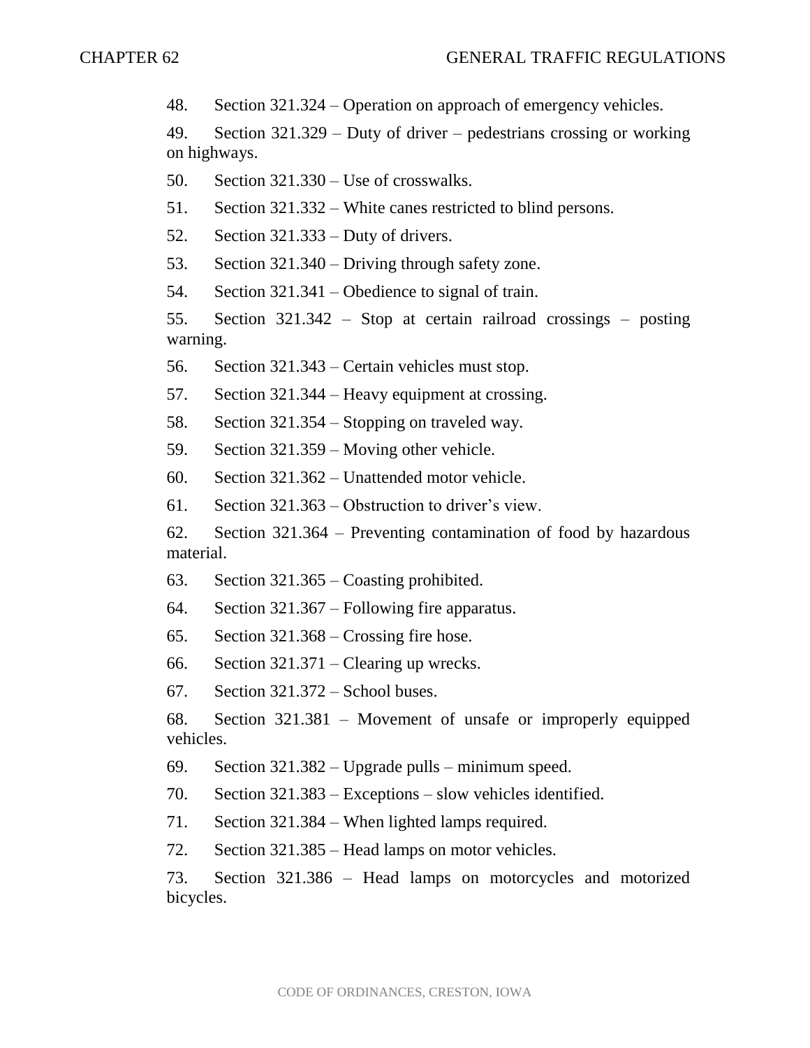48. Section 321.324 – Operation on approach of emergency vehicles.

49. Section 321.329 – Duty of driver – pedestrians crossing or working on highways.

50. Section 321.330 – Use of crosswalks.

51. Section 321.332 – White canes restricted to blind persons.

52. Section 321.333 – Duty of drivers.

53. Section 321.340 – Driving through safety zone.

54. Section 321.341 – Obedience to signal of train.

55. Section 321.342 – Stop at certain railroad crossings – posting warning.

56. Section 321.343 – Certain vehicles must stop.

57. Section 321.344 – Heavy equipment at crossing.

58. Section 321.354 – Stopping on traveled way.

59. Section 321.359 – Moving other vehicle.

60. Section 321.362 – Unattended motor vehicle.

61. Section 321.363 – Obstruction to driver's view.

62. Section 321.364 – Preventing contamination of food by hazardous material.

63. Section 321.365 – Coasting prohibited.

64. Section 321.367 – Following fire apparatus.

65. Section 321.368 – Crossing fire hose.

66. Section 321.371 – Clearing up wrecks.

67. Section 321.372 – School buses.

68. Section 321.381 – Movement of unsafe or improperly equipped vehicles.

69. Section 321.382 – Upgrade pulls – minimum speed.

70. Section 321.383 – Exceptions – slow vehicles identified.

71. Section 321.384 – When lighted lamps required.

72. Section 321.385 – Head lamps on motor vehicles.

73. Section 321.386 – Head lamps on motorcycles and motorized bicycles.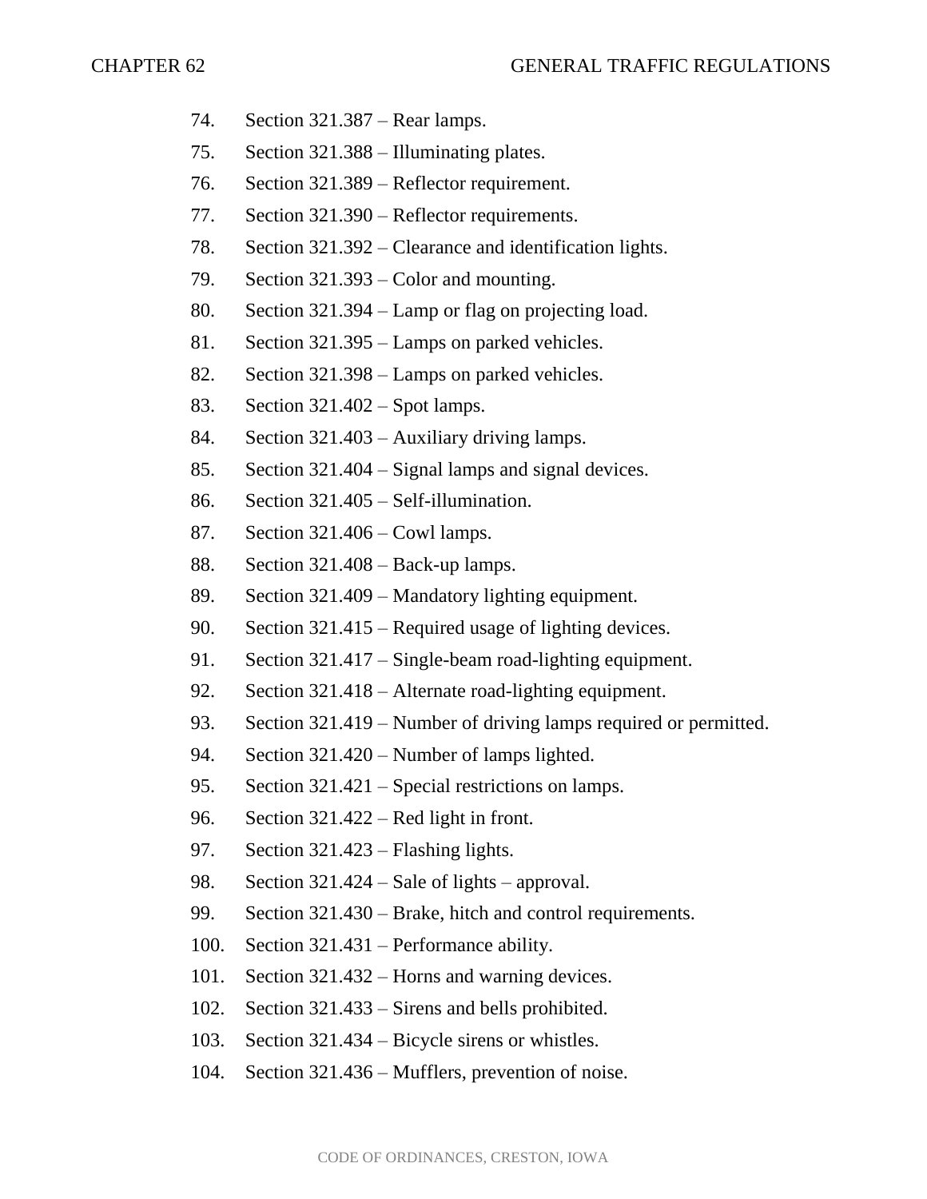74. Section 321.387 – Rear lamps.
75. Section 321.388 – Illuminating plates.
76. Section 321.389 – Reflector requirement.
77. Section 321.390 – Reflector requirements.
78. Section 321.392 – Clearance and identification lights.
79. Section 321.393 – Color and mounting.
80. Section 321.394 – Lamp or flag on projecting load.
81. Section 321.395 – Lamps on parked vehicles.
82. Section 321.398 – Lamps on parked vehicles.
83. Section 321.402 – Spot lamps.
84. Section 321.403 – Auxiliary driving lamps.
85. Section 321.404 – Signal lamps and signal devices.
86. Section 321.405 – Self-illumination.
87. Section 321.406 – Cowl lamps.
88. Section 321.408 – Back-up lamps.
89. Section 321.409 – Mandatory lighting equipment.
90. Section 321.415 – Required usage of lighting devices.
91. Section 321.417 – Single-beam road-lighting equipment.
92. Section 321.418 – Alternate road-lighting equipment.
93. Section 321.419 – Number of driving lamps required or permitted.
94. Section 321.420 – Number of lamps lighted.
95. Section 321.421 – Special restrictions on lamps.
96. Section 321.422 – Red light in front.
97. Section 321.423 – Flashing lights.
98. Section 321.424 – Sale of lights – approval.
99. Section 321.430 – Brake, hitch and control requirements.
100. Section 321.431 – Performance ability.
101. Section 321.432 – Horns and warning devices.
102. Section 321.433 – Sirens and bells prohibited.
103. Section 321.434 – Bicycle sirens or whistles.
104. Section 321.436 – Mufflers, prevention of noise.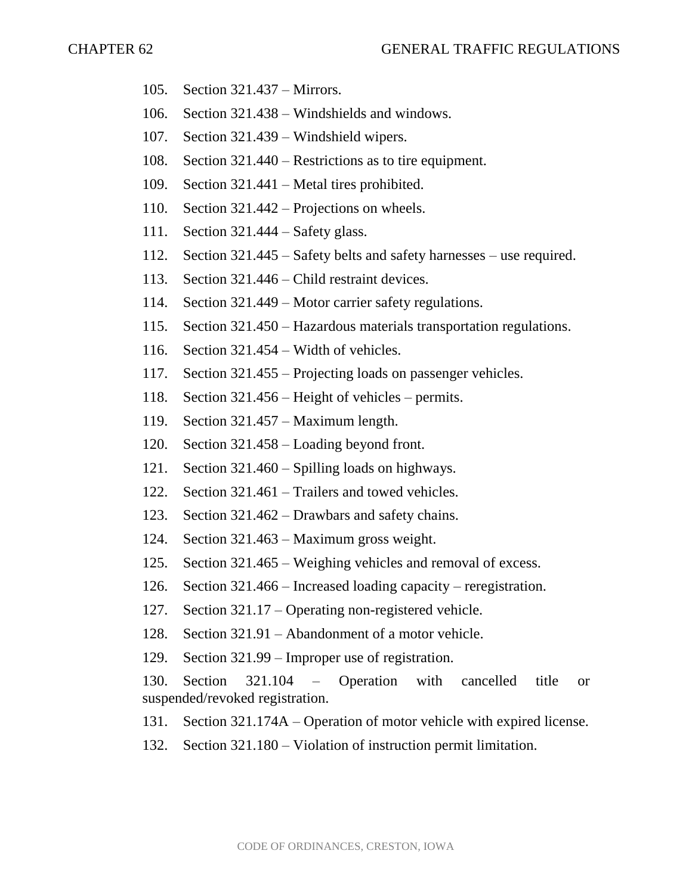105. Section 321.437 – Mirrors.

106. Section 321.438 – Windshields and windows.

107. Section 321.439 – Windshield wipers.

108. Section 321.440 – Restrictions as to tire equipment.

109. Section 321.441 – Metal tires prohibited.

110. Section 321.442 – Projections on wheels.

111. Section 321.444 – Safety glass.

112. Section 321.445 – Safety belts and safety harnesses – use required.

113. Section 321.446 – Child restraint devices.

114. Section 321.449 – Motor carrier safety regulations.

115. Section 321.450 – Hazardous materials transportation regulations.

116. Section 321.454 – Width of vehicles.

117. Section 321.455 – Projecting loads on passenger vehicles.

118. Section 321.456 – Height of vehicles – permits.

119. Section 321.457 – Maximum length.

120. Section 321.458 – Loading beyond front.

121. Section 321.460 – Spilling loads on highways.

122. Section 321.461 – Trailers and towed vehicles.

123. Section 321.462 – Drawbars and safety chains.

124. Section 321.463 – Maximum gross weight.

125. Section 321.465 – Weighing vehicles and removal of excess.

126. Section 321.466 – Increased loading capacity – reregistration.

127. Section 321.17 – Operating non-registered vehicle.

128. Section 321.91 – Abandonment of a motor vehicle.

129. Section 321.99 – Improper use of registration.

130. Section 321.104 – Operation with cancelled title or suspended/revoked registration.

131. Section 321.174A – Operation of motor vehicle with expired license.

132. Section 321.180 – Violation of instruction permit limitation.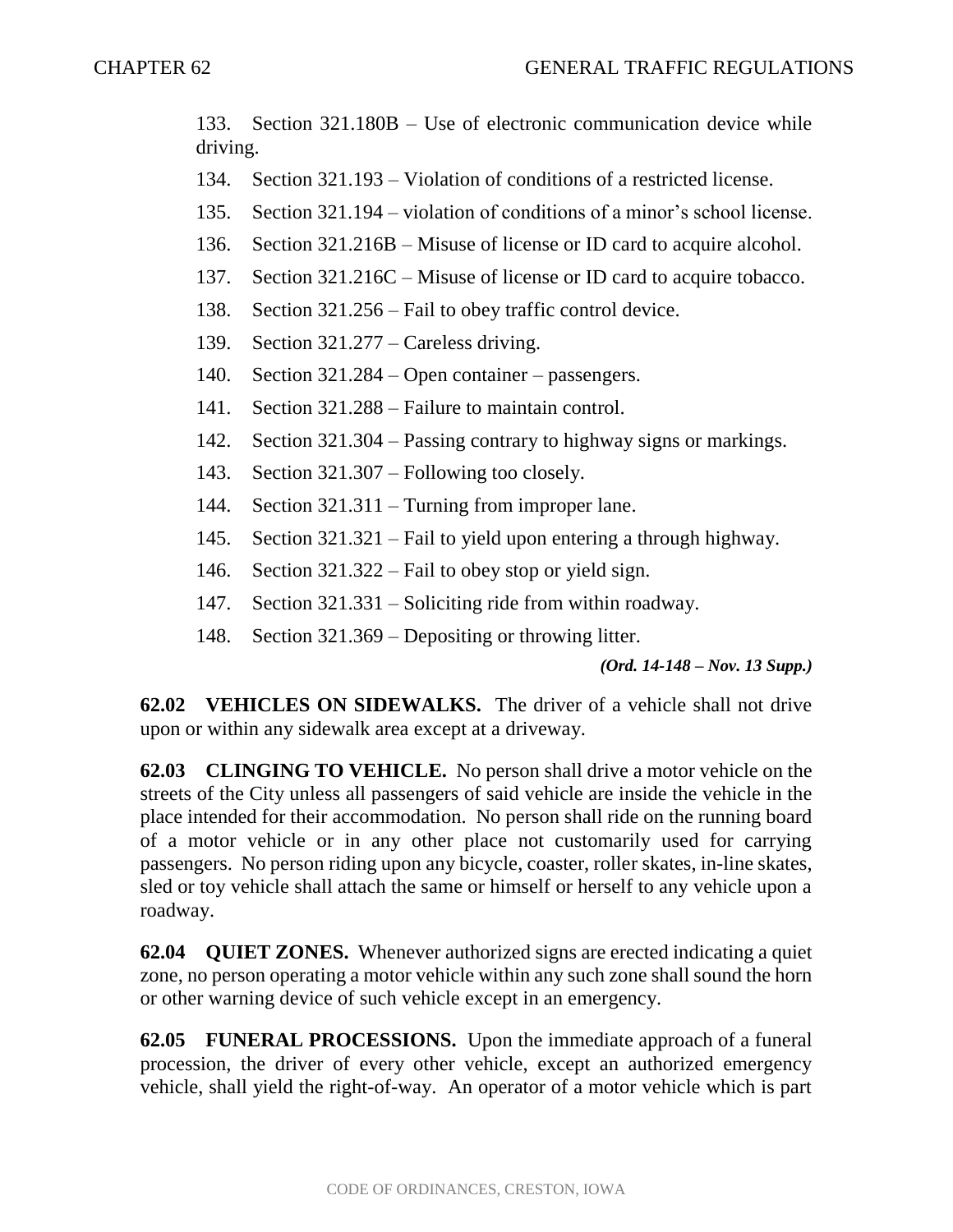133. Section 321.180B – Use of electronic communication device while driving.

134. Section 321.193 – Violation of conditions of a restricted license.

135. Section 321.194 – violation of conditions of a minor's school license.

136. Section 321.216B – Misuse of license or ID card to acquire alcohol.

137. Section 321.216C – Misuse of license or ID card to acquire tobacco.

138. Section 321.256 – Fail to obey traffic control device.

139. Section 321.277 – Careless driving.

140. Section 321.284 – Open container – passengers.

141. Section 321.288 – Failure to maintain control.

142. Section 321.304 – Passing contrary to highway signs or markings.

143. Section 321.307 – Following too closely.

144. Section 321.311 – Turning from improper lane.

145. Section 321.321 – Fail to yield upon entering a through highway.

146. Section 321.322 – Fail to obey stop or yield sign.

147. Section 321.331 – Soliciting ride from within roadway.

148. Section 321.369 – Depositing or throwing litter.

***(Ord. 14-148 – Nov. 13 Supp.)***

**62.02 VEHICLES ON SIDEWALKS.** The driver of a vehicle shall not drive upon or within any sidewalk area except at a driveway.

**62.03 CLINGING TO VEHICLE.** No person shall drive a motor vehicle on the streets of the City unless all passengers of said vehicle are inside the vehicle in the place intended for their accommodation. No person shall ride on the running board of a motor vehicle or in any other place not customarily used for carrying passengers. No person riding upon any bicycle, coaster, roller skates, in-line skates, sled or toy vehicle shall attach the same or himself or herself to any vehicle upon a roadway.

**62.04 QUIET ZONES.** Whenever authorized signs are erected indicating a quiet zone, no person operating a motor vehicle within any such zone shall sound the horn or other warning device of such vehicle except in an emergency.

**62.05 FUNERAL PROCESSIONS.** Upon the immediate approach of a funeral procession, the driver of every other vehicle, except an authorized emergency vehicle, shall yield the right-of-way. An operator of a motor vehicle which is part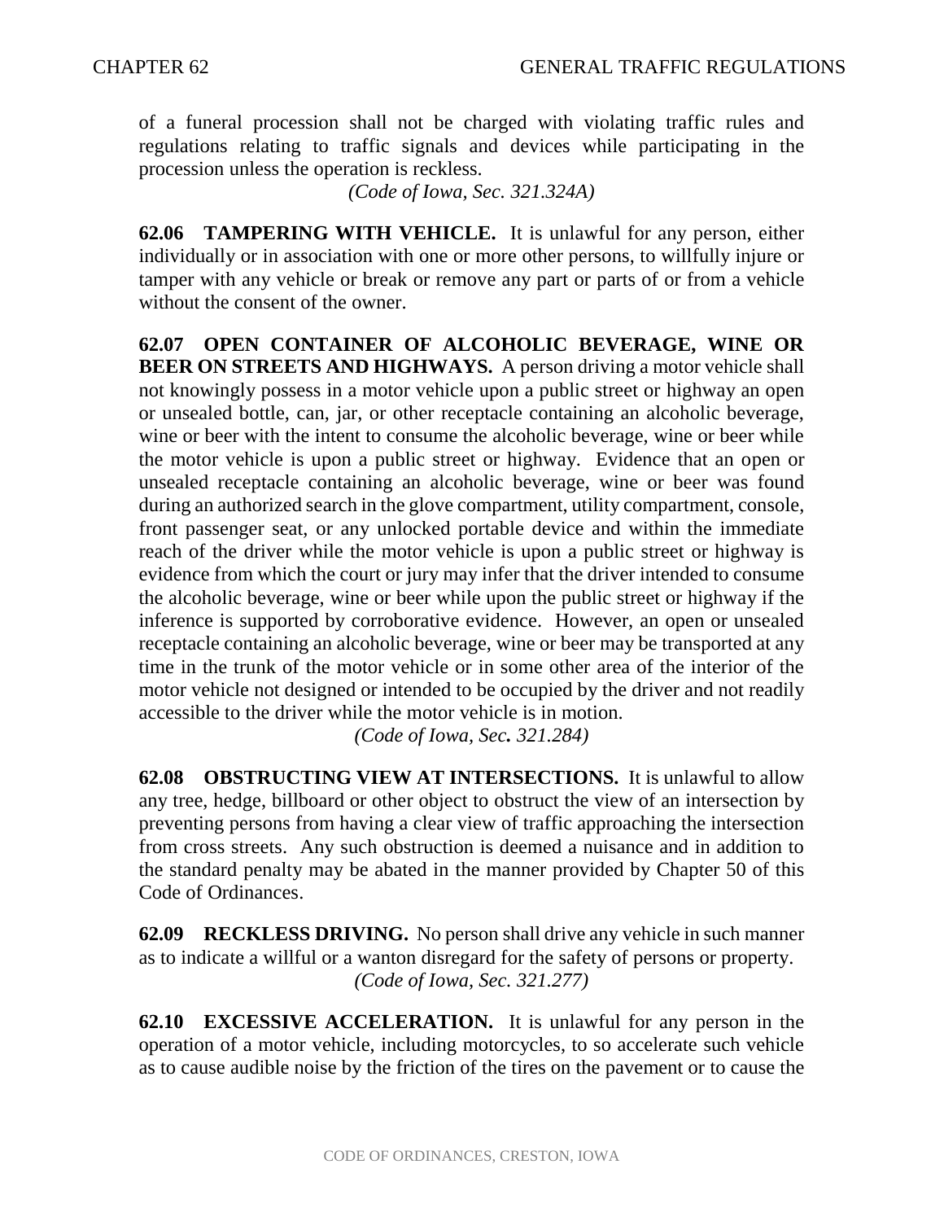of a funeral procession shall not be charged with violating traffic rules and regulations relating to traffic signals and devices while participating in the procession unless the operation is reckless.

*(Code of Iowa, Sec. 321.324A)*

**62.06 TAMPERING WITH VEHICLE.** It is unlawful for any person, either individually or in association with one or more other persons, to willfully injure or tamper with any vehicle or break or remove any part or parts of or from a vehicle without the consent of the owner.

**62.07 OPEN CONTAINER OF ALCOHOLIC BEVERAGE, WINE OR BEER ON STREETS AND HIGHWAYS.** A person driving a motor vehicle shall not knowingly possess in a motor vehicle upon a public street or highway an open or unsealed bottle, can, jar, or other receptacle containing an alcoholic beverage, wine or beer with the intent to consume the alcoholic beverage, wine or beer while the motor vehicle is upon a public street or highway. Evidence that an open or unsealed receptacle containing an alcoholic beverage, wine or beer was found during an authorized search in the glove compartment, utility compartment, console, front passenger seat, or any unlocked portable device and within the immediate reach of the driver while the motor vehicle is upon a public street or highway is evidence from which the court or jury may infer that the driver intended to consume the alcoholic beverage, wine or beer while upon the public street or highway if the inference is supported by corroborative evidence. However, an open or unsealed receptacle containing an alcoholic beverage, wine or beer may be transported at any time in the trunk of the motor vehicle or in some other area of the interior of the motor vehicle not designed or intended to be occupied by the driver and not readily accessible to the driver while the motor vehicle is in motion.

*(Code of Iowa, Sec. 321.284)*

**62.08 OBSTRUCTING VIEW AT INTERSECTIONS.** It is unlawful to allow any tree, hedge, billboard or other object to obstruct the view of an intersection by preventing persons from having a clear view of traffic approaching the intersection from cross streets. Any such obstruction is deemed a nuisance and in addition to the standard penalty may be abated in the manner provided by Chapter 50 of this Code of Ordinances.

**62.09 RECKLESS DRIVING.** No person shall drive any vehicle in such manner as to indicate a willful or a wanton disregard for the safety of persons or property.

*(Code of Iowa, Sec. 321.277)*

**62.10 EXCESSIVE ACCELERATION.** It is unlawful for any person in the operation of a motor vehicle, including motorcycles, to so accelerate such vehicle as to cause audible noise by the friction of the tires on the pavement or to cause the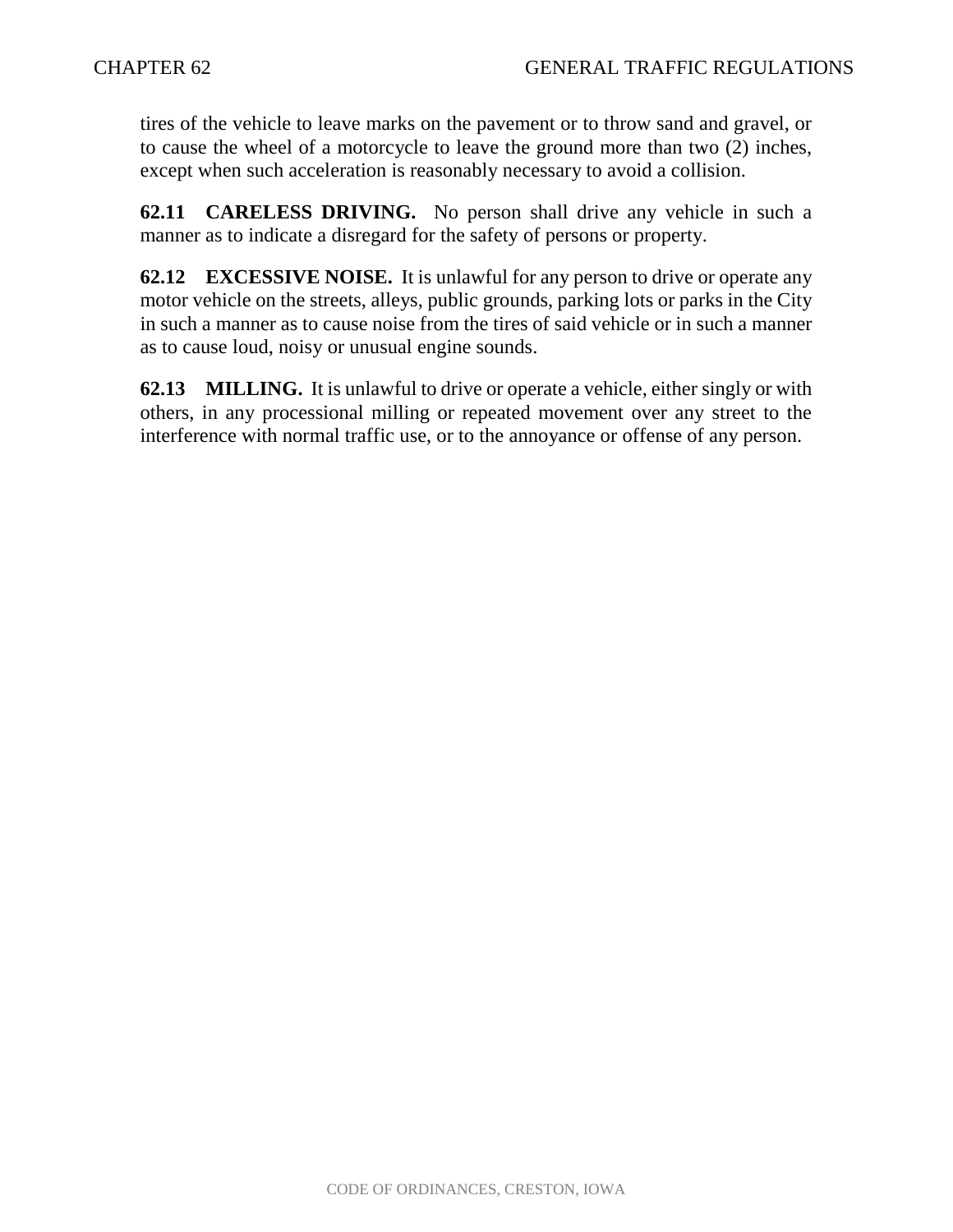tires of the vehicle to leave marks on the pavement or to throw sand and gravel, or to cause the wheel of a motorcycle to leave the ground more than two (2) inches, except when such acceleration is reasonably necessary to avoid a collision.

**62.11 CARELESS DRIVING.** No person shall drive any vehicle in such a manner as to indicate a disregard for the safety of persons or property.

**62.12 EXCESSIVE NOISE.** It is unlawful for any person to drive or operate any motor vehicle on the streets, alleys, public grounds, parking lots or parks in the City in such a manner as to cause noise from the tires of said vehicle or in such a manner as to cause loud, noisy or unusual engine sounds.

**62.13 MILLING.** It is unlawful to drive or operate a vehicle, either singly or with others, in any processional milling or repeated movement over any street to the interference with normal traffic use, or to the annoyance or offense of any person.